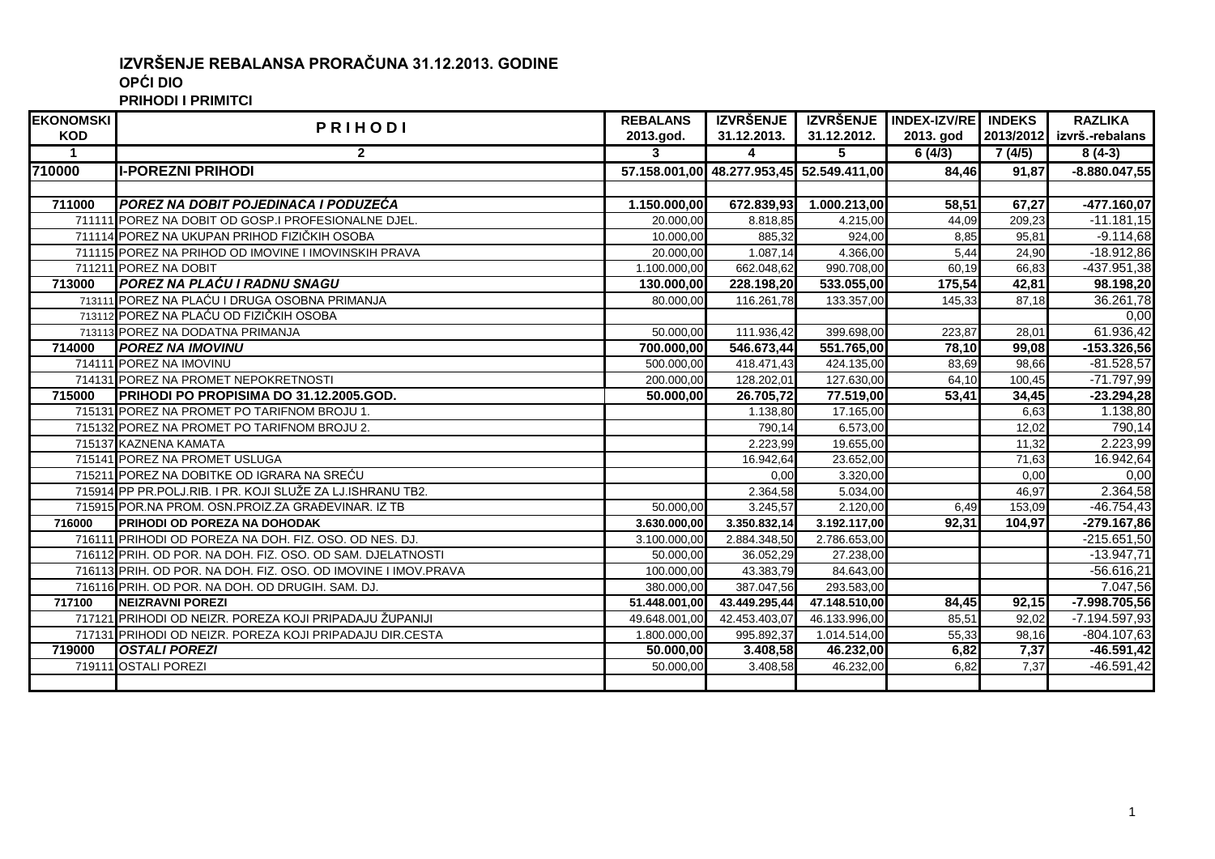# IZVRŠENJE REBALANSA PRORAČUNA 31.12.2013. GODINE

## OPĆI DIO

### PRIHODI I PRIMITCI

| EKONOMSKI KOD | PRIHODI | REBALANS 2013.god. | IZVRŠENJE 31.12.2013. | IZVRŠENJE 31.12.2012. | INDEX-IZV/RE 2013. god | INDEKS 2013/2012 | RAZLIKA izvrš.-rebalans |
|---|---|---|---|---|---|---|---|
| 1 | 2 | 3 | 4 | 5 | 6 (4/3) | 7 (4/5) | 8 (4-3) |
| **710000** | **I-POREZNI PRIHODI** | **57.158.001,00** | **48.277.953,45** | **52.549.411,00** | **84,46** | **91,87** | **-8.880.047,55** |
| | | | | | | | |
| **711000** | ***POREZ NA DOBIT POJEDINACA I PODUZEĆA*** | **1.150.000,00** | **672.839,93** | **1.000.213,00** | **58,51** | **67,27** | **-477.160,07** |
| 711111 | POREZ NA DOBIT OD GOSP.I PROFESIONALNE DJEL. | 20.000,00 | 8.818,85 | 4.215,00 | 44,09 | 209,23 | -11.181,15 |
| 711114 | POREZ NA UKUPAN PRIHOD FIZIČKIH OSOBA | 10.000,00 | 885,32 | 924,00 | 8,85 | 95,81 | -9.114,68 |
| 711115 | POREZ NA PRIHOD OD IMOVINE I IMOVINSKIH PRAVA | 20.000,00 | 1.087,14 | 4.366,00 | 5,44 | 24,90 | -18.912,86 |
| 711211 | POREZ NA DOBIT | 1.100.000,00 | 662.048,62 | 990.708,00 | 60,19 | 66,83 | -437.951,38 |
| **713000** | ***POREZ NA PLAĆU I RADNU SNAGU*** | **130.000,00** | **228.198,20** | **533.055,00** | **175,54** | **42,81** | **98.198,20** |
| 713111 | POREZ NA PLAĆU I DRUGA OSOBNA PRIMANJA | 80.000,00 | 116.261,78 | 133.357,00 | 145,33 | 87,18 | 36.261,78 |
| 713112 | POREZ NA PLAĆU OD FIZIČKIH OSOBA | | | | | | 0,00 |
| 713113 | POREZ NA DODATNA PRIMANJA | 50.000,00 | 111.936,42 | 399.698,00 | 223,87 | 28,01 | 61.936,42 |
| **714000** | ***POREZ NA IMOVINU*** | **700.000,00** | **546.673,44** | **551.765,00** | **78,10** | **99,08** | **-153.326,56** |
| 714111 | POREZ NA IMOVINU | 500.000,00 | 418.471,43 | 424.135,00 | 83,69 | 98,66 | -81.528,57 |
| 714131 | POREZ NA PROMET NEPOKRETNOSTI | 200.000,00 | 128.202,01 | 127.630,00 | 64,10 | 100,45 | -71.797,99 |
| **715000** | **PRIHODI PO PROPISIMA DO 31.12.2005.GOD.** | **50.000,00** | **26.705,72** | **77.519,00** | **53,41** | **34,45** | **-23.294,28** |
| 715131 | POREZ NA PROMET PO TARIFNOM BROJU 1. | | 1.138,80 | 17.165,00 | | 6,63 | 1.138,80 |
| 715132 | POREZ NA PROMET PO TARIFNOM BROJU 2. | | 790,14 | 6.573,00 | | 12,02 | 790,14 |
| 715137 | KAZNENA KAMATA | | 2.223,99 | 19.655,00 | | 11,32 | 2.223,99 |
| 715141 | POREZ NA PROMET USLUGA | | 16.942,64 | 23.652,00 | | 71,63 | 16.942,64 |
| 715211 | POREZ NA DOBITKE OD IGRARA NA SREĆU | | 0,00 | 3.320,00 | | 0,00 | 0,00 |
| 715914 | PP PR.POLJ.RIB. I PR. KOJI SLUŽE ZA LJ.ISHRANU TB2. | | 2.364,58 | 5.034,00 | | 46,97 | 2.364,58 |
| 715915 | POR.NA PROM. OSN.PROIZ.ZA GRAĐEVINAR. IZ TB | 50.000,00 | 3.245,57 | 2.120,00 | 6,49 | 153,09 | -46.754,43 |
| **716000** | **PRIHODI OD POREZA NA DOHODAK** | **3.630.000,00** | **3.350.832,14** | **3.192.117,00** | **92,31** | **104,97** | **-279.167,86** |
| 716111 | PRIHODI OD POREZA NA DOH. FIZ. OSO. OD NES. DJ. | 3.100.000,00 | 2.884.348,50 | 2.786.653,00 | | | -215.651,50 |
| 716112 | PRIH. OD POR. NA DOH. FIZ. OSO. OD SAM. DJELATNOSTI | 50.000,00 | 36.052,29 | 27.238,00 | | | -13.947,71 |
| 716113 | PRIH. OD POR. NA DOH. FIZ. OSO. OD IMOVINE I IMOV.PRAVA | 100.000,00 | 43.383,79 | 84.643,00 | | | -56.616,21 |
| 716116 | PRIH. OD POR. NA DOH. OD DRUGIH. SAM. DJ. | 380.000,00 | 387.047,56 | 293.583,00 | | | 7.047,56 |
| **717100** | **NEIZRAVNI POREZI** | **51.448.001,00** | **43.449.295,44** | **47.148.510,00** | **84,45** | **92,15** | **-7.998.705,56** |
| 717121 | PRIHODI OD NEIZR. POREZA KOJI PRIPADAJU ŽUPANIJI | 49.648.001,00 | 42.453.403,07 | 46.133.996,00 | 85,51 | 92,02 | -7.194.597,93 |
| 717131 | PRIHODI OD NEIZR. POREZA KOJI PRIPADAJU DIR.CESTA | 1.800.000,00 | 995.892,37 | 1.014.514,00 | 55,33 | 98,16 | -804.107,63 |
| **719000** | ***OSTALI POREZI*** | **50.000,00** | **3.408,58** | **46.232,00** | **6,82** | **7,37** | **-46.591,42** |
| 719111 | OSTALI POREZI | 50.000,00 | 3.408,58 | 46.232,00 | 6,82 | 7,37 | -46.591,42 |
| | | | | | | | |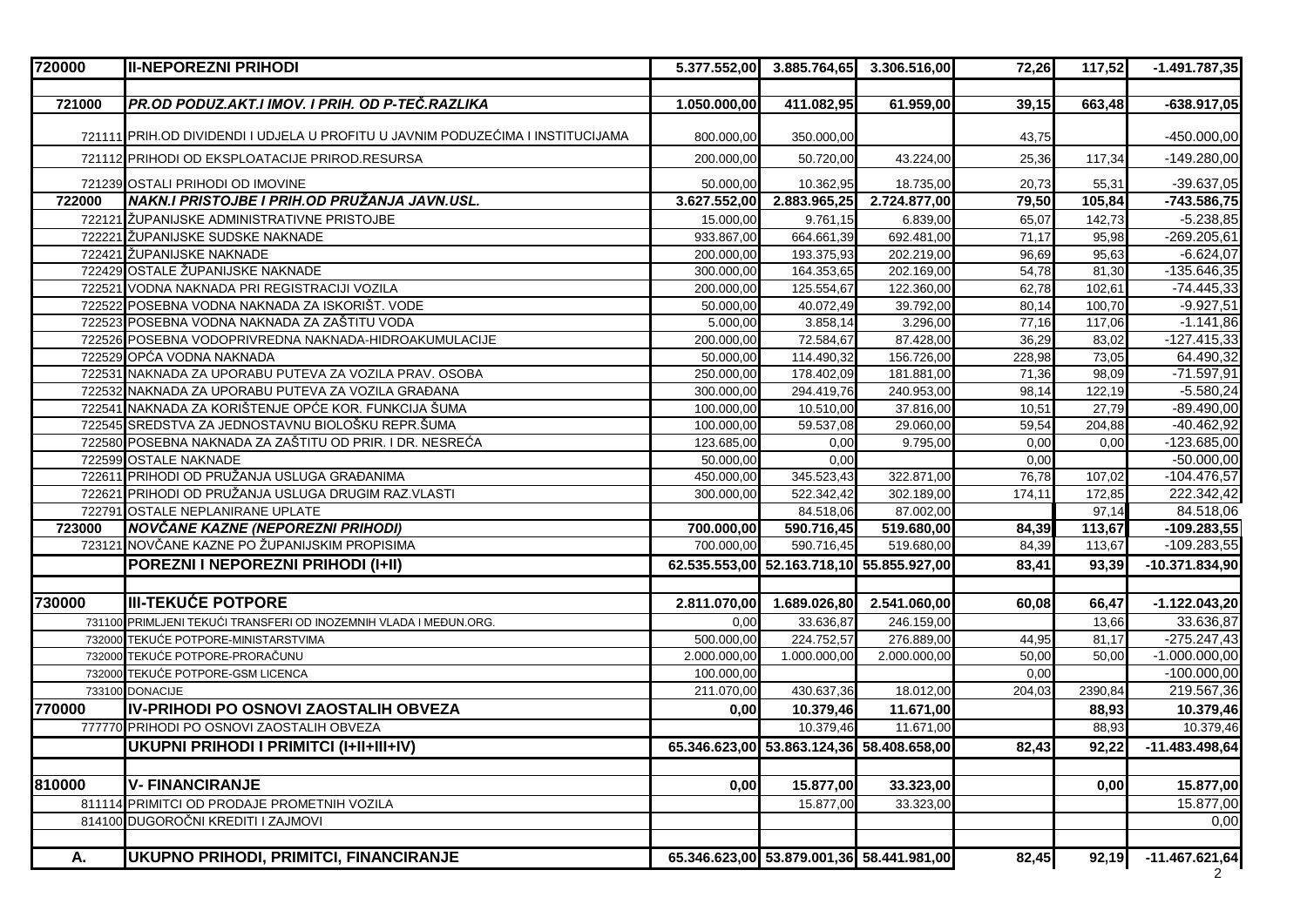| | | | | | | | |
|---|---|---|---|---|---|---|---|
| **720000** | **II-NEPOREZNI PRIHODI** | **5.377.552,00** | **3.885.764,65** | **3.306.516,00** | **72,26** | **117,52** | **-1.491.787,35** |
| | | | | | | | |
| **721000** | ***PR.OD PODUZ.AKT.I IMOV. I PRIH. OD P-TEČ.RAZLIKA*** | **1.050.000,00** | **411.082,95** | **61.959,00** | **39,15** | **663,48** | **-638.917,05** |
| 721111 | PRIH.OD DIVIDENDI I UDJELA U PROFITU U JAVNIM PODUZEĆIMA I INSTITUCIJAMA | 800.000,00 | 350.000,00 | | 43,75 | | -450.000,00 |
| 721112 | PRIHODI OD EKSPLOATACIJE PRIROD.RESURSA | 200.000,00 | 50.720,00 | 43.224,00 | 25,36 | 117,34 | -149.280,00 |
| 721239 | OSTALI PRIHODI OD IMOVINE | 50.000,00 | 10.362,95 | 18.735,00 | 20,73 | 55,31 | -39.637,05 |
| **722000** | ***NAKN.I PRISTOJBE I PRIH.OD PRUŽANJA JAVN.USL.*** | **3.627.552,00** | **2.883.965,25** | **2.724.877,00** | **79,50** | **105,84** | **-743.586,75** |
| 722121 | ŽUPANIJSKE ADMINISTRATIVNE PRISTOJBE | 15.000,00 | 9.761,15 | 6.839,00 | 65,07 | 142,73 | -5.238,85 |
| 722221 | ŽUPANIJSKE SUDSKE NAKNADE | 933.867,00 | 664.661,39 | 692.481,00 | 71,17 | 95,98 | -269.205,61 |
| 722421 | ŽUPANIJSKE NAKNADE | 200.000,00 | 193.375,93 | 202.219,00 | 96,69 | 95,63 | -6.624,07 |
| 722429 | OSTALE ŽUPANIJSKE NAKNADE | 300.000,00 | 164.353,65 | 202.169,00 | 54,78 | 81,30 | -135.646,35 |
| 722521 | VODNA NAKNADA PRI REGISTRACIJI VOZILA | 200.000,00 | 125.554,67 | 122.360,00 | 62,78 | 102,61 | -74.445,33 |
| 722522 | POSEBNA VODNA NAKNADA ZA ISKORIŠT. VODE | 50.000,00 | 40.072,49 | 39.792,00 | 80,14 | 100,70 | -9.927,51 |
| 722523 | POSEBNA VODNA NAKNADA ZA ZAŠTITU VODA | 5.000,00 | 3.858,14 | 3.296,00 | 77,16 | 117,06 | -1.141,86 |
| 722526 | POSEBNA VODOPRIVREDNA NAKNADA-HIDROAKUMULACIJE | 200.000,00 | 72.584,67 | 87.428,00 | 36,29 | 83,02 | -127.415,33 |
| 722529 | OPĆA VODNA NAKNADA | 50.000,00 | 114.490,32 | 156.726,00 | 228,98 | 73,05 | 64.490,32 |
| 722531 | NAKNADA ZA UPORABU PUTEVA ZA VOZILA PRAV. OSOBA | 250.000,00 | 178.402,09 | 181.881,00 | 71,36 | 98,09 | -71.597,91 |
| 722532 | NAKNADA ZA UPORABU PUTEVA ZA VOZILA GRAĐANA | 300.000,00 | 294.419,76 | 240.953,00 | 98,14 | 122,19 | -5.580,24 |
| 722541 | NAKNADA ZA KORIŠTENJE OPĆE KOR. FUNKCIJA ŠUMA | 100.000,00 | 10.510,00 | 37.816,00 | 10,51 | 27,79 | -89.490,00 |
| 722545 | SREDSTVA ZA JEDNOSTAVNU BIOLOŠKU REPR.ŠUMA | 100.000,00 | 59.537,08 | 29.060,00 | 59,54 | 204,88 | -40.462,92 |
| 722580 | POSEBNA NAKNADA ZA ZAŠTITU OD PRIR. I DR. NESREĆA | 123.685,00 | 0,00 | 9.795,00 | 0,00 | 0,00 | -123.685,00 |
| 722599 | OSTALE NAKNADE | 50.000,00 | 0,00 | | 0,00 | | -50.000,00 |
| 722611 | PRIHODI OD PRUŽANJA USLUGA GRAĐANIMA | 450.000,00 | 345.523,43 | 322.871,00 | 76,78 | 107,02 | -104.476,57 |
| 722621 | PRIHODI OD PRUŽANJA USLUGA DRUGIM RAZ.VLASTI | 300.000,00 | 522.342,42 | 302.189,00 | 174,11 | 172,85 | 222.342,42 |
| 722791 | OSTALE NEPLANIRANE UPLATE | | 84.518,06 | 87.002,00 | | 97,14 | 84.518,06 |
| **723000** | ***NOVČANE KAZNE (NEPOREZNI PRIHODI)*** | **700.000,00** | **590.716,45** | **519.680,00** | **84,39** | **113,67** | **-109.283,55** |
| 723121 | NOVČANE KAZNE PO ŽUPANIJSKIM PROPISIMA | 700.000,00 | 590.716,45 | 519.680,00 | 84,39 | 113,67 | -109.283,55 |
| | **POREZNI I NEPOREZNI PRIHODI (I+II)** | **62.535.553,00** | **52.163.718,10** | **55.855.927,00** | **83,41** | **93,39** | **-10.371.834,90** |
| | | | | | | | |
| **730000** | **III-TEKUĆE POTPORE** | **2.811.070,00** | **1.689.026,80** | **2.541.060,00** | **60,08** | **66,47** | **-1.122.043,20** |
| 731100 | PRIMLJENI TEKUĆI TRANSFERI OD INOZEMNIH VLADA I MEĐUN.ORG. | 0,00 | 33.636,87 | 246.159,00 | | 13,66 | 33.636,87 |
| 732000 | TEKUĆE POTPORE-MINISTARSTVIMA | 500.000,00 | 224.752,57 | 276.889,00 | 44,95 | 81,17 | -275.247,43 |
| 732000 | TEKUĆE POTPORE-PRORAČUNU | 2.000.000,00 | 1.000.000,00 | 2.000.000,00 | 50,00 | 50,00 | -1.000.000,00 |
| 732000 | TEKUĆE POTPORE-GSM LICENCA | 100.000,00 | | | 0,00 | | -100.000,00 |
| 733100 | DONACIJE | 211.070,00 | 430.637,36 | 18.012,00 | 204,03 | 2390,84 | 219.567,36 |
| **770000** | **IV-PRIHODI PO OSNOVI ZAOSTALIH OBVEZA** | **0,00** | **10.379,46** | **11.671,00** | | **88,93** | **10.379,46** |
| 777770 | PRIHODI PO OSNOVI ZAOSTALIH OBVEZA | | 10.379,46 | 11.671,00 | | 88,93 | 10.379,46 |
| | **UKUPNI PRIHODI I PRIMITCI (I+II+III+IV)** | **65.346.623,00** | **53.863.124,36** | **58.408.658,00** | **82,43** | **92,22** | **-11.483.498,64** |
| | | | | | | | |
| **810000** | **V- FINANCIRANJE** | **0,00** | **15.877,00** | **33.323,00** | | **0,00** | **15.877,00** |
| 811114 | PRIMITCI OD PRODAJE PROMETNIH VOZILA | | 15.877,00 | 33.323,00 | | | 15.877,00 |
| 814100 | DUGOROČNI KREDITI I ZAJMOVI | | | | | | 0,00 |
| | | | | | | | |
| **A.** | **UKUPNO PRIHODI, PRIMITCI, FINANCIRANJE** | **65.346.623,00** | **53.879.001,36** | **58.441.981,00** | **82,45** | **92,19** | **-11.467.621,64** |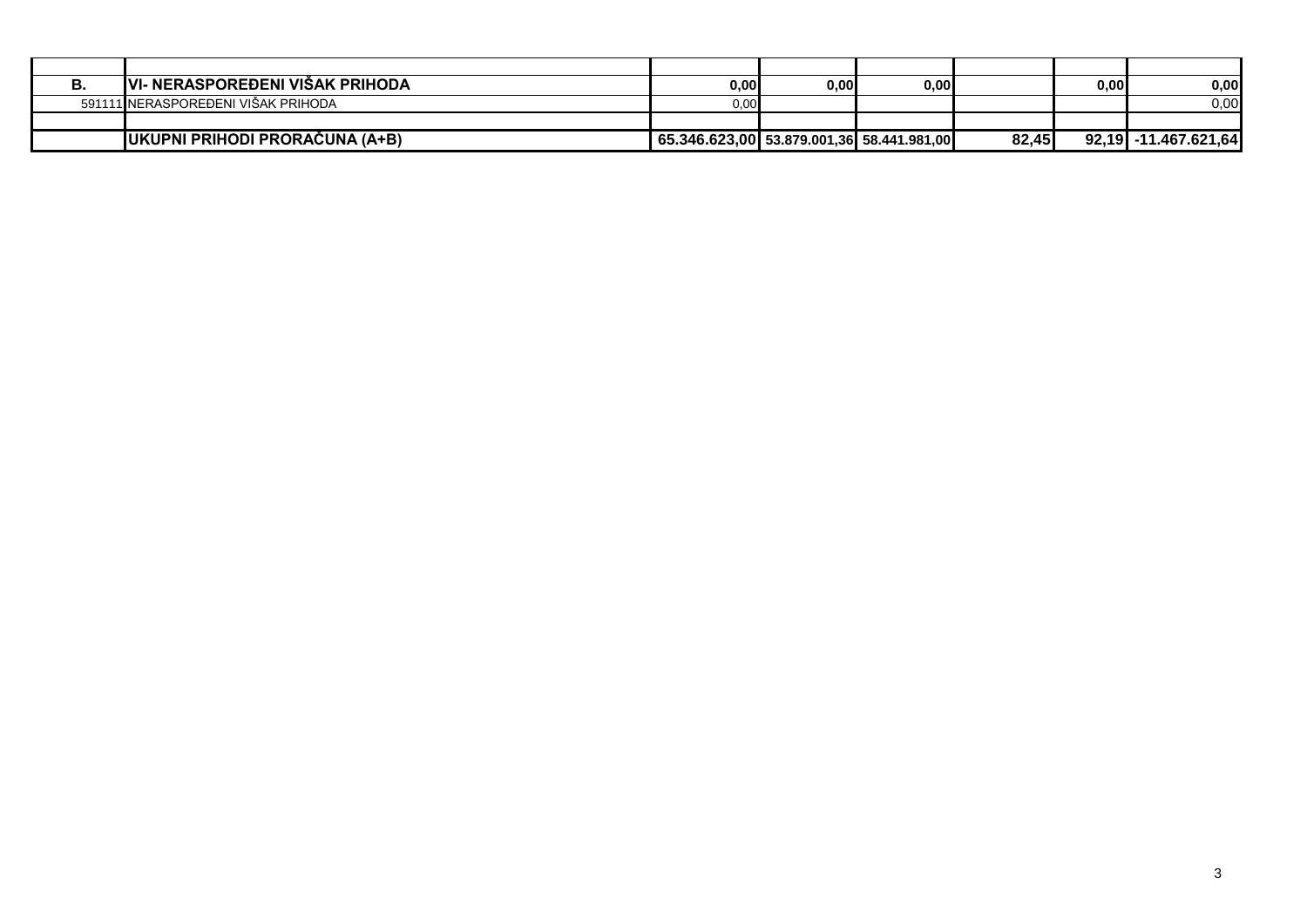| | | | | | | | |
|---|---|---|---|---|---|---|---|
| | | | | | | | |
| **B.** | **VI- NERASPOREĐENI VIŠAK PRIHODA** | **0,00** | **0,00** | **0,00** | | **0,00** | **0,00** |
| 591111 | NERASPOREĐENI VIŠAK PRIHODA | 0,00 | | | | | 0,00 |
| | | | | | | | |
| | **UKUPNI PRIHODI PRORAČUNA (A+B)** | **65.346.623,00** | **53.879.001,36** | **58.441.981,00** | **82,45** | **92,19** | **-11.467.621,64** |